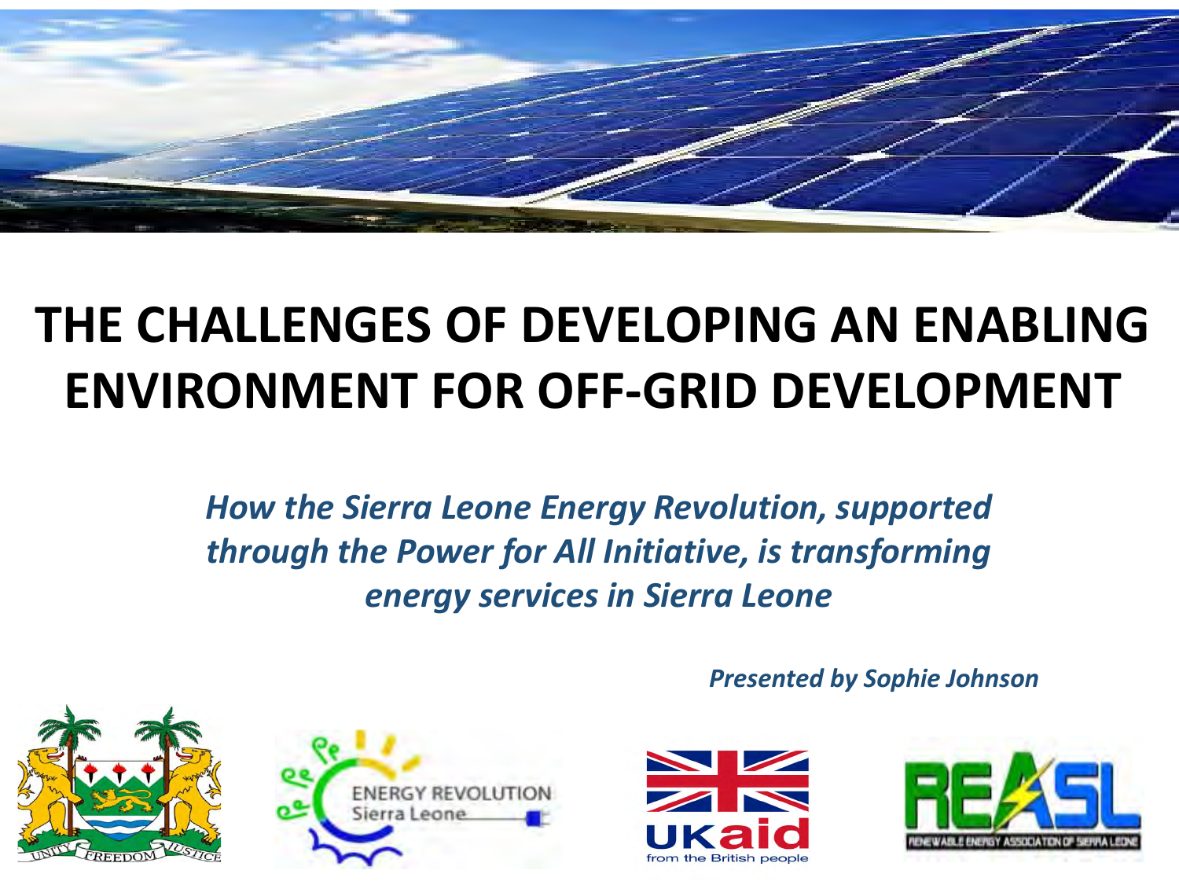# THE CHALLENGES OF DEVELOPING AN ENABLING ENVIRONMENT FOR OFF-GRID DEVELOPMENT

***How the Sierra Leone Energy Revolution, supported through the Power for All Initiative, is transforming energy services in Sierra Leone***

***Presented by Sophie Johnson***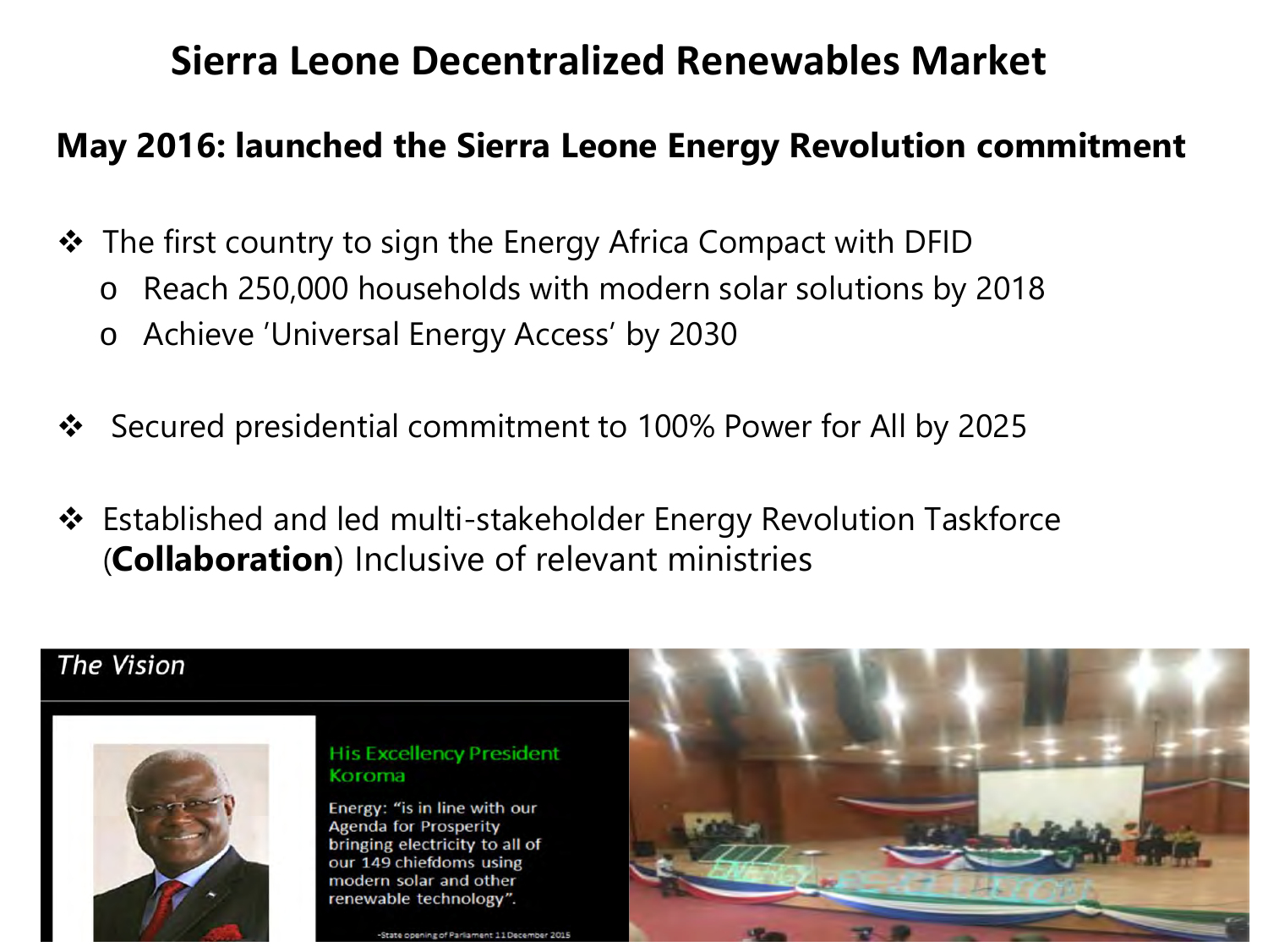# Sierra Leone Decentralized Renewables Market

## May 2016: launched the Sierra Leone Energy Revolution commitment

- The first country to sign the Energy Africa Compact with DFID
  - Reach 250,000 households with modern solar solutions by 2018
  - Achieve 'Universal Energy Access' by 2030

- Secured presidential commitment to 100% Power for All by 2025

- Established and led multi-stakeholder Energy Revolution Taskforce (**Collaboration**) Inclusive of relevant ministries

*The Vision*

His Excellency President Koroma

Energy: "is in line with our Agenda for Prosperity bringing electricity to all of our 149 chiefdoms using modern solar and other renewable technology".

-State opening of Parliament 11 December 2015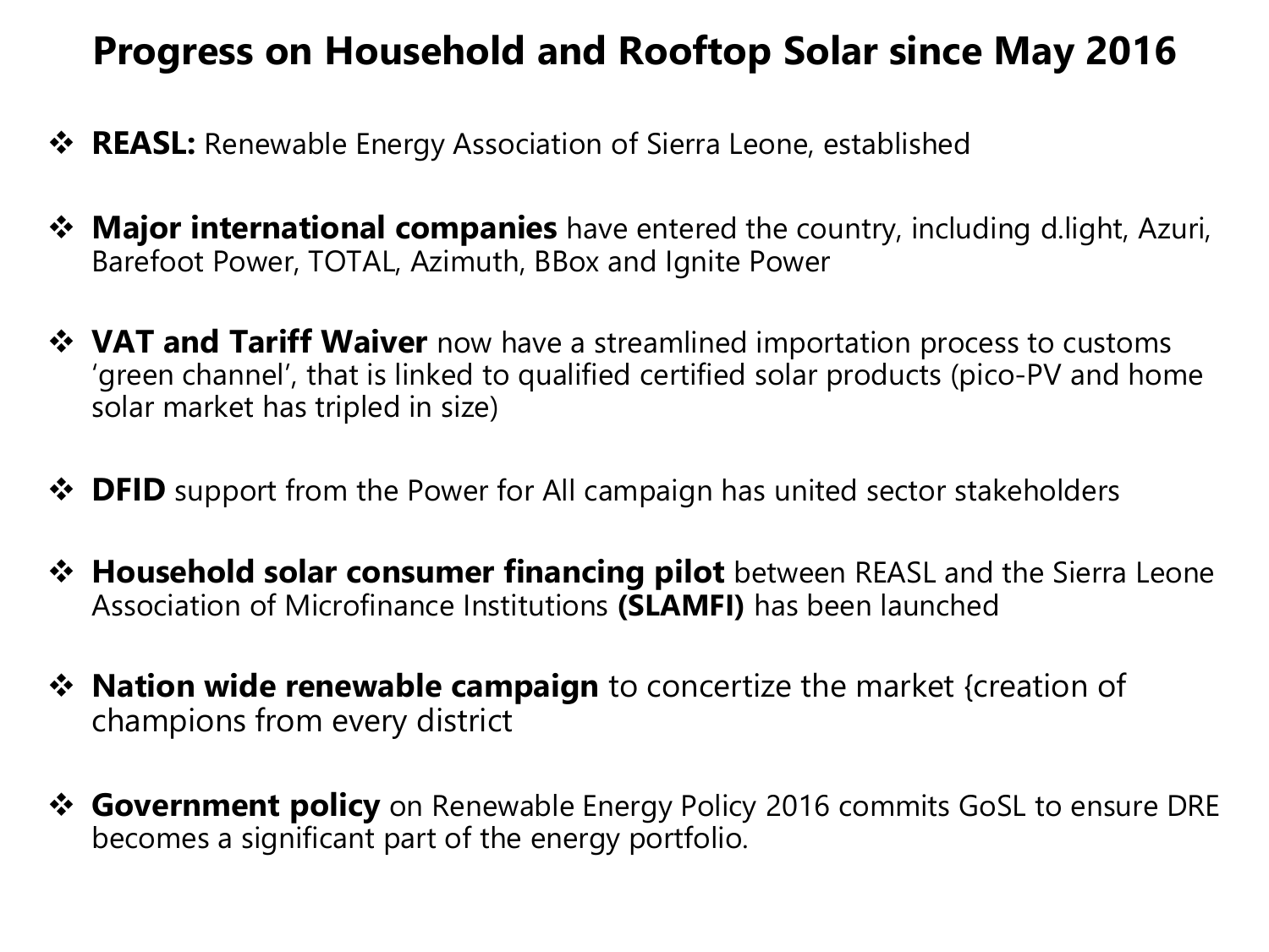# Progress on Household and Rooftop Solar since May 2016

- **REASL:** Renewable Energy Association of Sierra Leone, established
- **Major international companies** have entered the country, including d.light, Azuri, Barefoot Power, TOTAL, Azimuth, BBox and Ignite Power
- **VAT and Tariff Waiver** now have a streamlined importation process to customs 'green channel', that is linked to qualified certified solar products (pico-PV and home solar market has tripled in size)
- **DFID** support from the Power for All campaign has united sector stakeholders
- **Household solar consumer financing pilot** between REASL and the Sierra Leone Association of Microfinance Institutions **(SLAMFI)** has been launched
- **Nation wide renewable campaign** to concertize the market {creation of champions from every district
- **Government policy** on Renewable Energy Policy 2016 commits GoSL to ensure DRE becomes a significant part of the energy portfolio.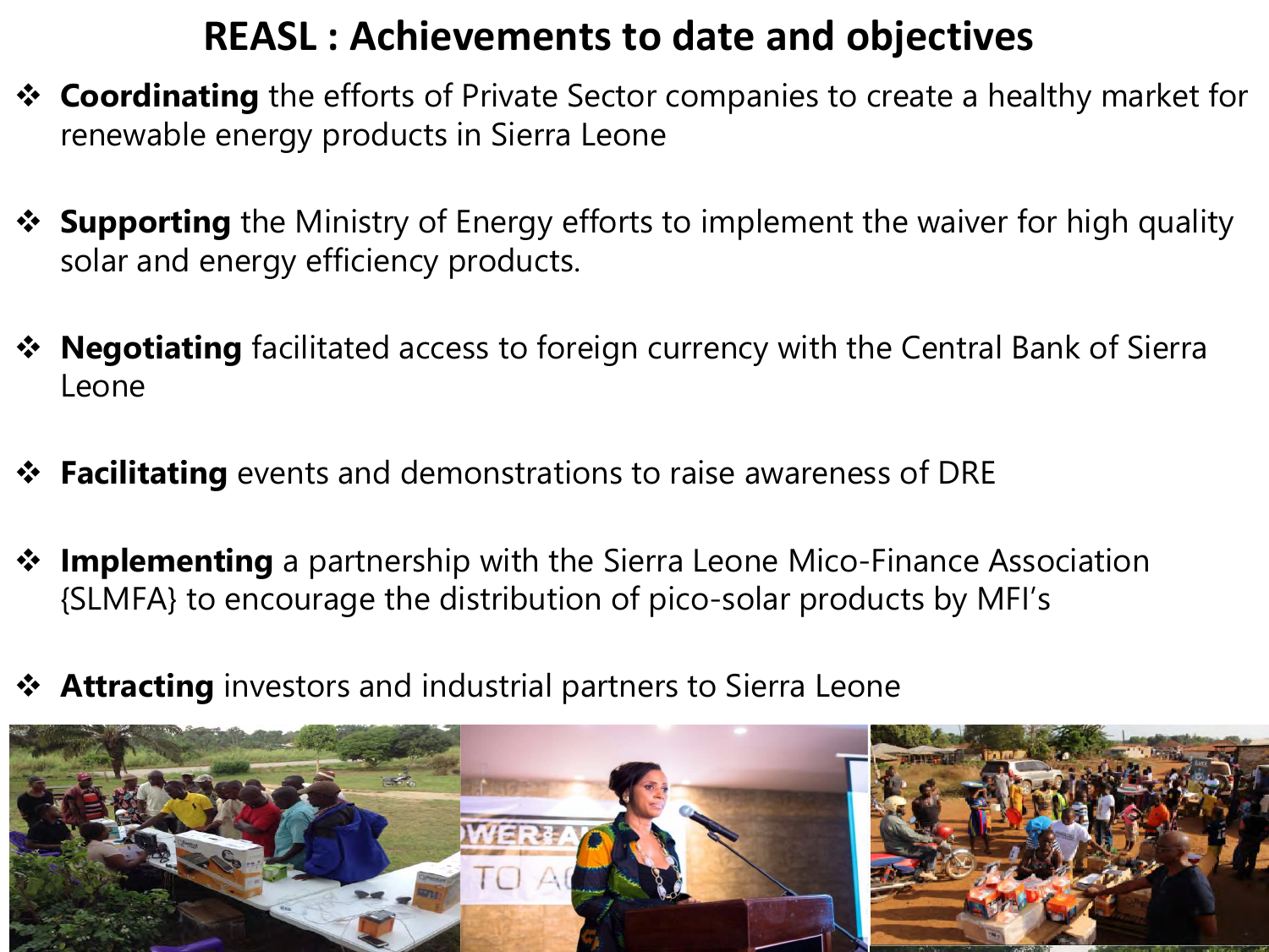# REASL : Achievements to date and objectives

- **Coordinating** the efforts of Private Sector companies to create a healthy market for renewable energy products in Sierra Leone
- **Supporting** the Ministry of Energy efforts to implement the waiver for high quality solar and energy efficiency products.
- **Negotiating** facilitated access to foreign currency with the Central Bank of Sierra Leone
- **Facilitating** events and demonstrations to raise awareness of DRE
- **Implementing** a partnership with the Sierra Leone Mico-Finance Association {SLMFA} to encourage the distribution of pico-solar products by MFI's
- **Attracting** investors and industrial partners to Sierra Leone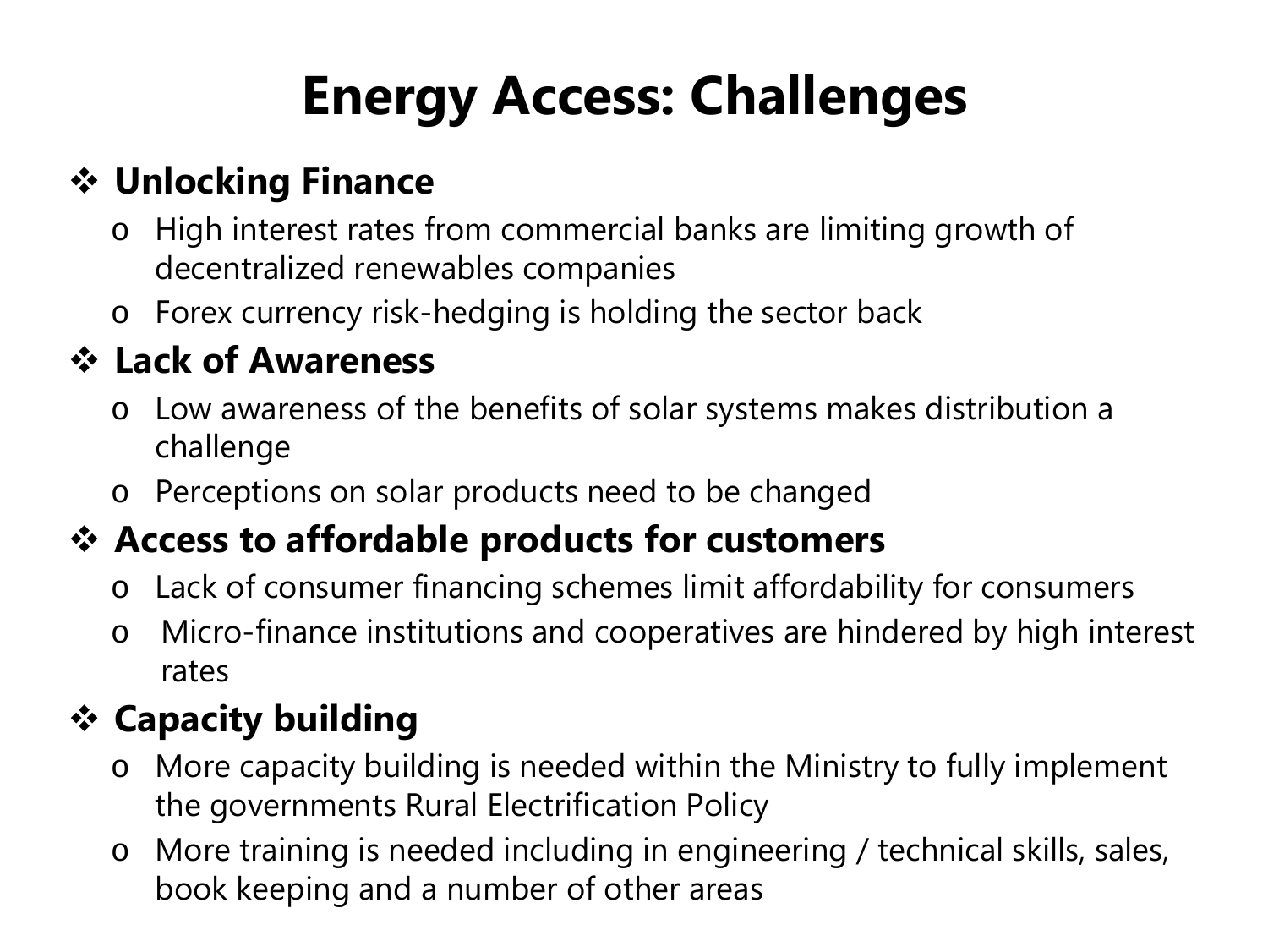# Energy Access: Challenges

- **Unlocking Finance**
  - High interest rates from commercial banks are limiting growth of decentralized renewables companies
  - Forex currency risk-hedging is holding the sector back
- **Lack of Awareness**
  - Low awareness of the benefits of solar systems makes distribution a challenge
  - Perceptions on solar products need to be changed
- **Access to affordable products for customers**
  - Lack of consumer financing schemes limit affordability for consumers
  - Micro-finance institutions and cooperatives are hindered by high interest rates
- **Capacity building**
  - More capacity building is needed within the Ministry to fully implement the governments Rural Electrification Policy
  - More training is needed including in engineering / technical skills, sales, book keeping and a number of other areas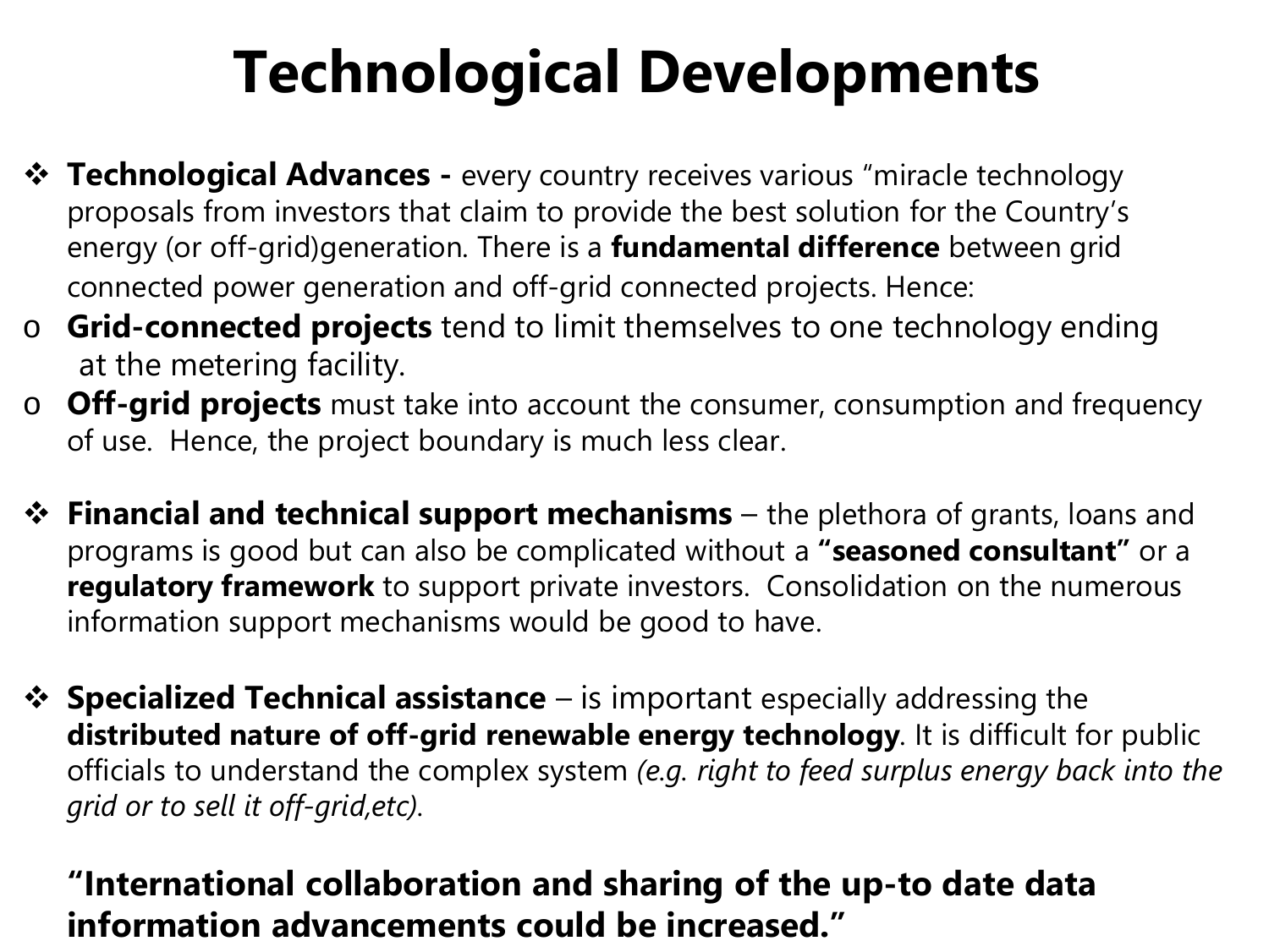# Technological Developments

- **Technological Advances -** every country receives various "miracle technology proposals from investors that claim to provide the best solution for the Country's energy (or off-grid)generation. There is a **fundamental difference** between grid connected power generation and off-grid connected projects. Hence:
  - **Grid-connected projects** tend to limit themselves to one technology ending at the metering facility.
  - **Off-grid projects** must take into account the consumer, consumption and frequency of use. Hence, the project boundary is much less clear.

- **Financial and technical support mechanisms** – the plethora of grants, loans and programs is good but can also be complicated without a **"seasoned consultant"** or a **regulatory framework** to support private investors. Consolidation on the numerous information support mechanisms would be good to have.

- **Specialized Technical assistance** – is important especially addressing the **distributed nature of off-grid renewable energy technology**. It is difficult for public officials to understand the complex system *(e.g. right to feed surplus energy back into the grid or to sell it off-grid,etc).*

**"International collaboration and sharing of the up-to date data information advancements could be increased."**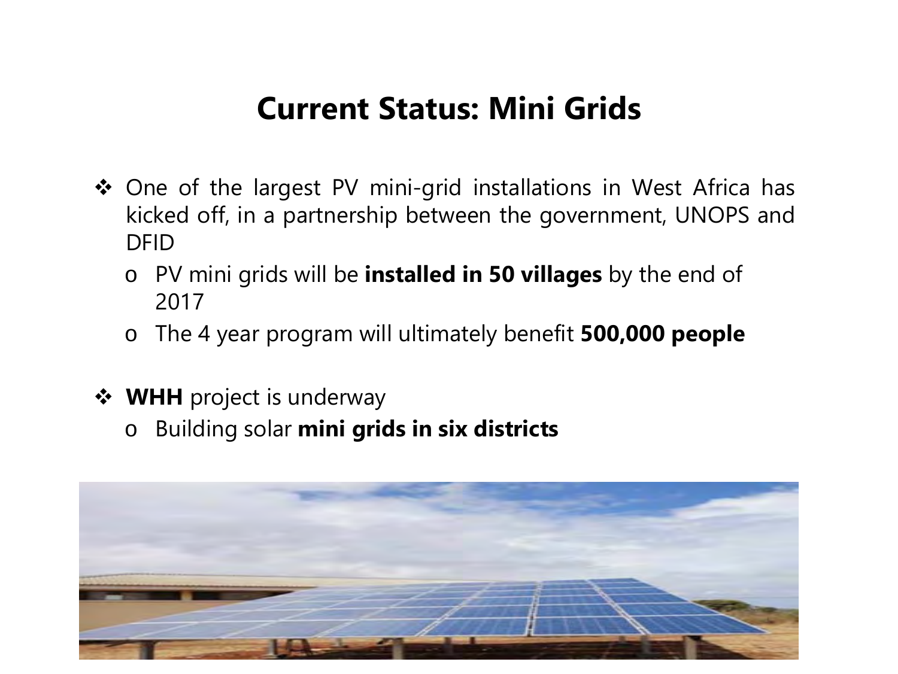# Current Status: Mini Grids

- One of the largest PV mini-grid installations in West Africa has kicked off, in a partnership between the government, UNOPS and DFID
  - PV mini grids will be **installed in 50 villages** by the end of 2017
  - The 4 year program will ultimately benefit **500,000 people**

- **WHH** project is underway
  - Building solar **mini grids in six districts**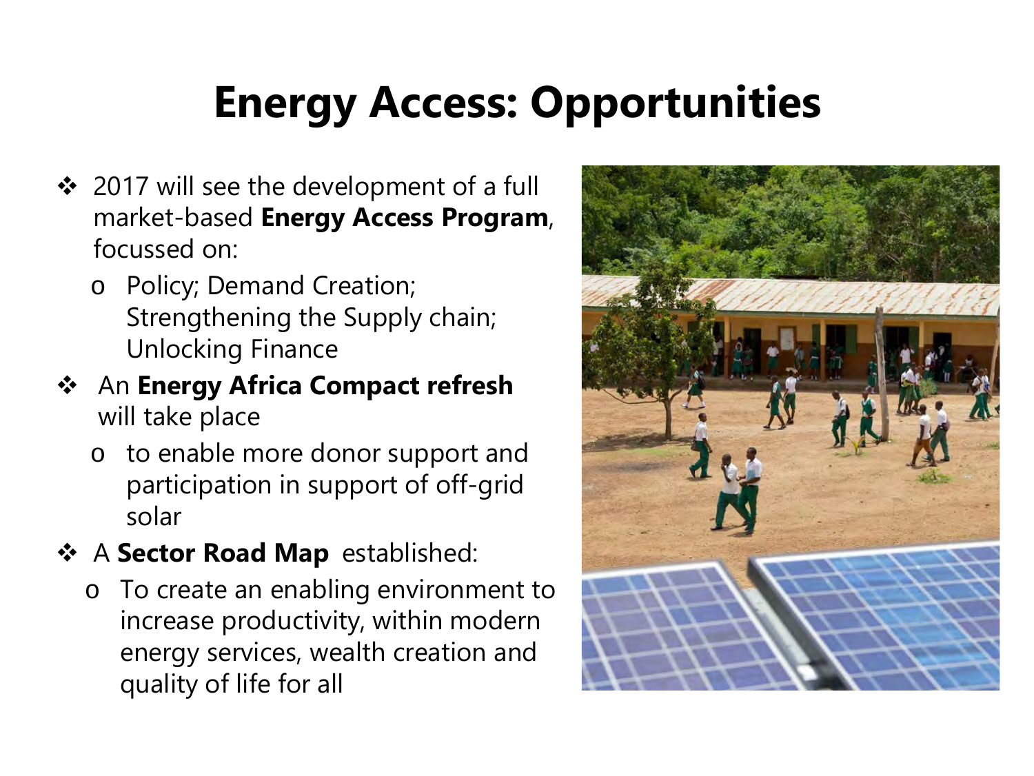# Energy Access: Opportunities

- 2017 will see the development of a full market-based **Energy Access Program**, focussed on:
  - Policy; Demand Creation; Strengthening the Supply chain; Unlocking Finance
- An **Energy Africa Compact refresh** will take place
  - to enable more donor support and participation in support of off-grid solar
- A **Sector Road Map** established:
  - To create an enabling environment to increase productivity, within modern energy services, wealth creation and quality of life for all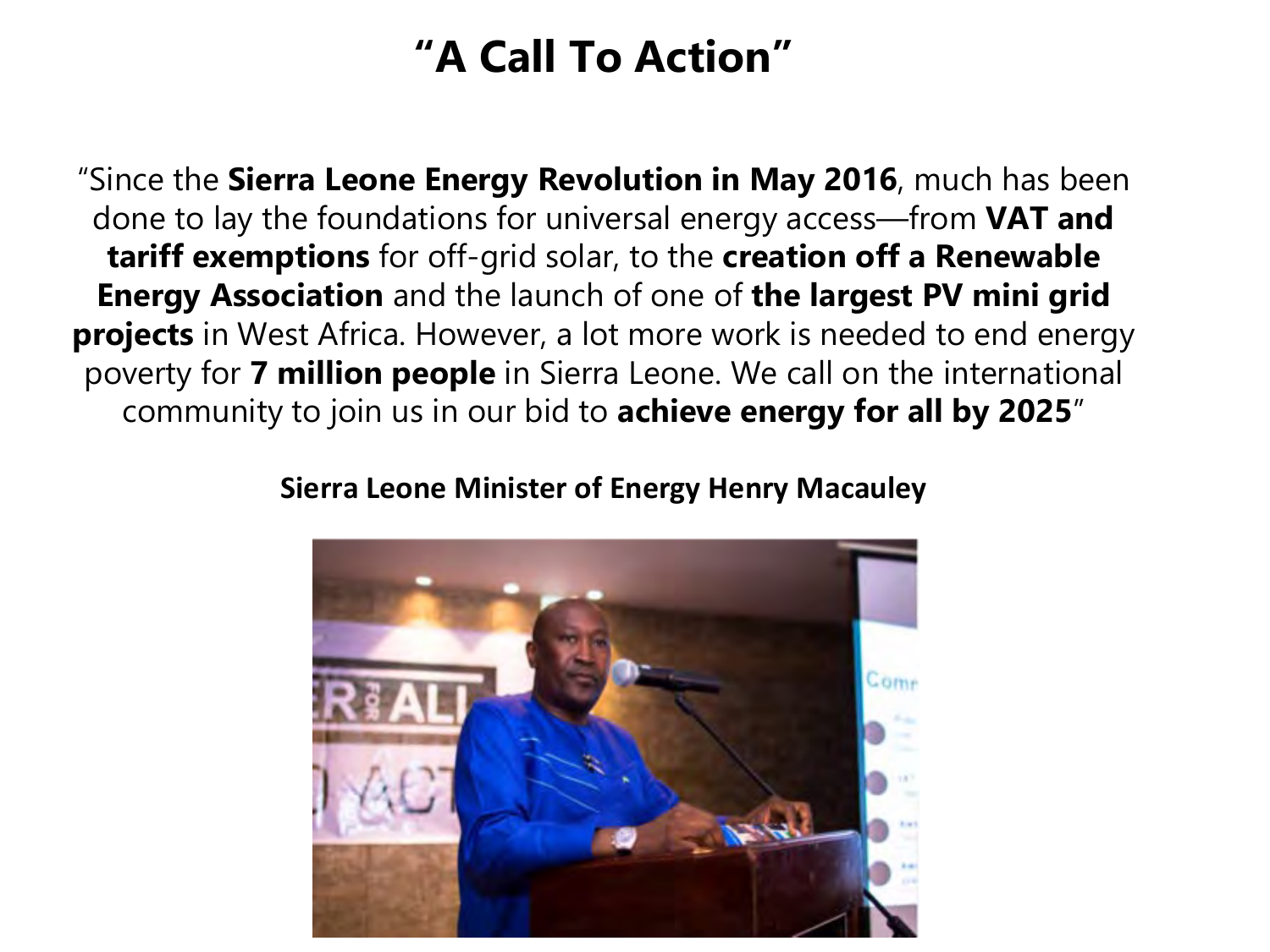# "A Call To Action"

"Since the **Sierra Leone Energy Revolution in May 2016**, much has been done to lay the foundations for universal energy access—from **VAT and tariff exemptions** for off-grid solar, to the **creation off a Renewable Energy Association** and the launch of one of **the largest PV mini grid projects** in West Africa. However, a lot more work is needed to end energy poverty for **7 million people** in Sierra Leone. We call on the international community to join us in our bid to **achieve energy for all by 2025**"

**Sierra Leone Minister of Energy Henry Macauley**